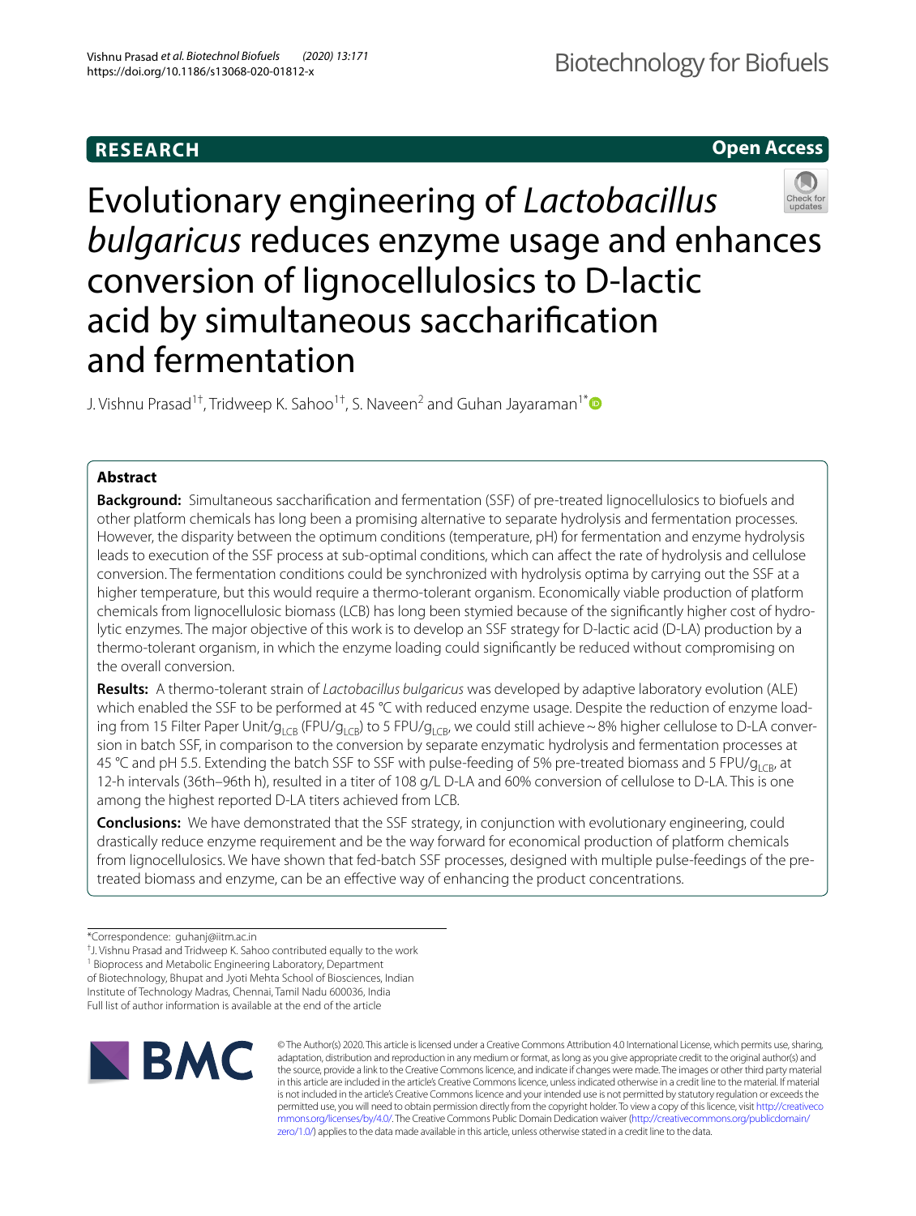RESEARCH

Open Access

# Evolutionary engineering of *Lactobacillus bulgaricus* reduces enzyme usage and enhances conversion of lignocellulosics to D-lactic acid by simultaneous saccharification and fermentation

J. Vishnu Prasad[1†], Tridweep K. Sahoo[1†], S. Naveen[2] and Guhan Jayaraman[1*]

## Abstract

**Background:** Simultaneous saccharification and fermentation (SSF) of pre-treated lignocellulosics to biofuels and other platform chemicals has long been a promising alternative to separate hydrolysis and fermentation processes. However, the disparity between the optimum conditions (temperature, pH) for fermentation and enzyme hydrolysis leads to execution of the SSF process at sub-optimal conditions, which can affect the rate of hydrolysis and cellulose conversion. The fermentation conditions could be synchronized with hydrolysis optima by carrying out the SSF at a higher temperature, but this would require a thermo-tolerant organism. Economically viable production of platform chemicals from lignocellulosic biomass (LCB) has long been stymied because of the significantly higher cost of hydrolytic enzymes. The major objective of this work is to develop an SSF strategy for D-lactic acid (D-LA) production by a thermo-tolerant organism, in which the enzyme loading could significantly be reduced without compromising on the overall conversion.

**Results:** A thermo-tolerant strain of *Lactobacillus bulgaricus* was developed by adaptive laboratory evolution (ALE) which enabled the SSF to be performed at 45 °C with reduced enzyme usage. Despite the reduction of enzyme loading from 15 Filter Paper Unit/$g_{LCB}$ (FPU/$g_{LCB}$) to 5 FPU/$g_{LCB}$, we could still achieve ~8% higher cellulose to D-LA conversion in batch SSF, in comparison to the conversion by separate enzymatic hydrolysis and fermentation processes at 45 °C and pH 5.5. Extending the batch SSF to SSF with pulse-feeding of 5% pre-treated biomass and 5 FPU/$g_{LCB}$, at 12-h intervals (36th–96th h), resulted in a titer of 108 g/L D-LA and 60% conversion of cellulose to D-LA. This is one among the highest reported D-LA titers achieved from LCB.

**Conclusions:** We have demonstrated that the SSF strategy, in conjunction with evolutionary engineering, could drastically reduce enzyme requirement and be the way forward for economical production of platform chemicals from lignocellulosics. We have shown that fed-batch SSF processes, designed with multiple pulse-feedings of the pre-treated biomass and enzyme, can be an effective way of enhancing the product concentrations.

*Correspondence: guhanj@iitm.ac.in

†J. Vishnu Prasad and Tridweep K. Sahoo contributed equally to the work

[1] Bioprocess and Metabolic Engineering Laboratory, Department of Biotechnology, Bhupat and Jyoti Mehta School of Biosciences, Indian Institute of Technology Madras, Chennai, Tamil Nadu 600036, India

Full list of author information is available at the end of the article

© The Author(s) 2020. This article is licensed under a Creative Commons Attribution 4.0 International License, which permits use, sharing, adaptation, distribution and reproduction in any medium or format, as long as you give appropriate credit to the original author(s) and the source, provide a link to the Creative Commons licence, and indicate if changes were made. The images or other third party material in this article are included in the article's Creative Commons licence, unless indicated otherwise in a credit line to the material. If material is not included in the article's Creative Commons licence and your intended use is not permitted by statutory regulation or exceeds the permitted use, you will need to obtain permission directly from the copyright holder. To view a copy of this licence, visit http://creativecommons.org/licenses/by/4.0/. The Creative Commons Public Domain Dedication waiver (http://creativecommons.org/publicdomain/zero/1.0/) applies to the data made available in this article, unless otherwise stated in a credit line to the data.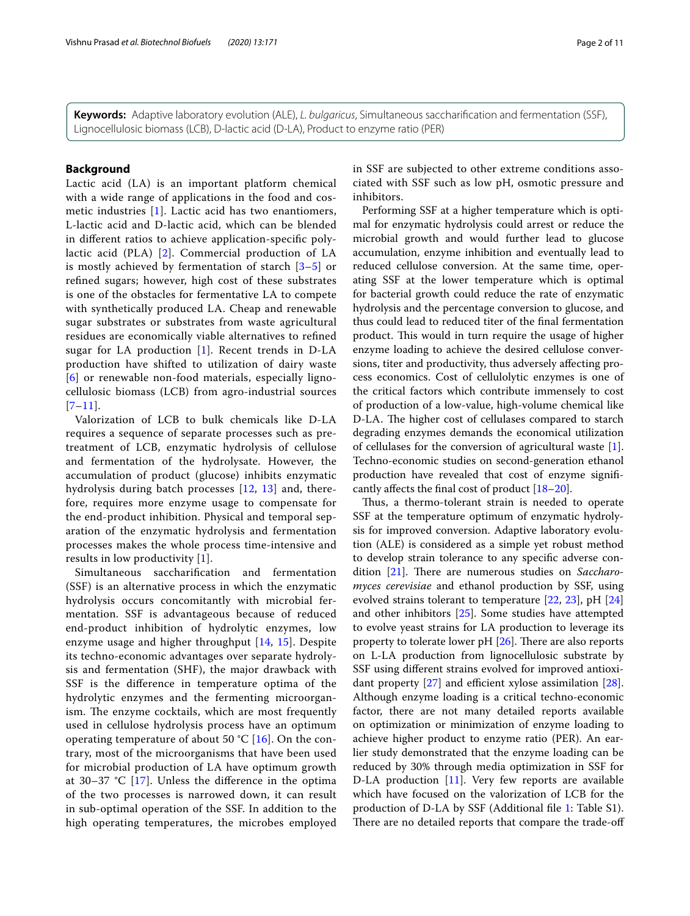**Keywords:** Adaptive laboratory evolution (ALE), *L. bulgaricus*, Simultaneous saccharification and fermentation (SSF), Lignocellulosic biomass (LCB), D-lactic acid (D-LA), Product to enzyme ratio (PER)

## Background

Lactic acid (LA) is an important platform chemical with a wide range of applications in the food and cosmetic industries [1]. Lactic acid has two enantiomers, L-lactic acid and D-lactic acid, which can be blended in different ratios to achieve application-specific polylactic acid (PLA) [2]. Commercial production of LA is mostly achieved by fermentation of starch [3–5] or refined sugars; however, high cost of these substrates is one of the obstacles for fermentative LA to compete with synthetically produced LA. Cheap and renewable sugar substrates or substrates from waste agricultural residues are economically viable alternatives to refined sugar for LA production [1]. Recent trends in D-LA production have shifted to utilization of dairy waste [6] or renewable non-food materials, especially lignocellulosic biomass (LCB) from agro-industrial sources [7–11].

Valorization of LCB to bulk chemicals like D-LA requires a sequence of separate processes such as pretreatment of LCB, enzymatic hydrolysis of cellulose and fermentation of the hydrolysate. However, the accumulation of product (glucose) inhibits enzymatic hydrolysis during batch processes [12, 13] and, therefore, requires more enzyme usage to compensate for the end-product inhibition. Physical and temporal separation of the enzymatic hydrolysis and fermentation processes makes the whole process time-intensive and results in low productivity [1].

Simultaneous saccharification and fermentation (SSF) is an alternative process in which the enzymatic hydrolysis occurs concomitantly with microbial fermentation. SSF is advantageous because of reduced end-product inhibition of hydrolytic enzymes, low enzyme usage and higher throughput [14, 15]. Despite its techno-economic advantages over separate hydrolysis and fermentation (SHF), the major drawback with SSF is the difference in temperature optima of the hydrolytic enzymes and the fermenting microorganism. The enzyme cocktails, which are most frequently used in cellulose hydrolysis process have an optimum operating temperature of about 50 °C [16]. On the contrary, most of the microorganisms that have been used for microbial production of LA have optimum growth at 30–37 °C [17]. Unless the difference in the optima of the two processes is narrowed down, it can result in sub-optimal operation of the SSF. In addition to the high operating temperatures, the microbes employed in SSF are subjected to other extreme conditions associated with SSF such as low pH, osmotic pressure and inhibitors.

Performing SSF at a higher temperature which is optimal for enzymatic hydrolysis could arrest or reduce the microbial growth and would further lead to glucose accumulation, enzyme inhibition and eventually lead to reduced cellulose conversion. At the same time, operating SSF at the lower temperature which is optimal for bacterial growth could reduce the rate of enzymatic hydrolysis and the percentage conversion to glucose, and thus could lead to reduced titer of the final fermentation product. This would in turn require the usage of higher enzyme loading to achieve the desired cellulose conversions, titer and productivity, thus adversely affecting process economics. Cost of cellulolytic enzymes is one of the critical factors which contribute immensely to cost of production of a low-value, high-volume chemical like D-LA. The higher cost of cellulases compared to starch degrading enzymes demands the economical utilization of cellulases for the conversion of agricultural waste [1]. Techno-economic studies on second-generation ethanol production have revealed that cost of enzyme significantly affects the final cost of product [18–20].

Thus, a thermo-tolerant strain is needed to operate SSF at the temperature optimum of enzymatic hydrolysis for improved conversion. Adaptive laboratory evolution (ALE) is considered as a simple yet robust method to develop strain tolerance to any specific adverse condition [21]. There are numerous studies on *Saccharomyces cerevisiae* and ethanol production by SSF, using evolved strains tolerant to temperature [22, 23], pH [24] and other inhibitors [25]. Some studies have attempted to evolve yeast strains for LA production to leverage its property to tolerate lower pH [26]. There are also reports on L-LA production from lignocellulosic substrate by SSF using different strains evolved for improved antioxidant property [27] and efficient xylose assimilation [28]. Although enzyme loading is a critical techno-economic factor, there are not many detailed reports available on optimization or minimization of enzyme loading to achieve higher product to enzyme ratio (PER). An earlier study demonstrated that the enzyme loading can be reduced by 30% through media optimization in SSF for D-LA production [11]. Very few reports are available which have focused on the valorization of LCB for the production of D-LA by SSF (Additional file 1: Table S1). There are no detailed reports that compare the trade-off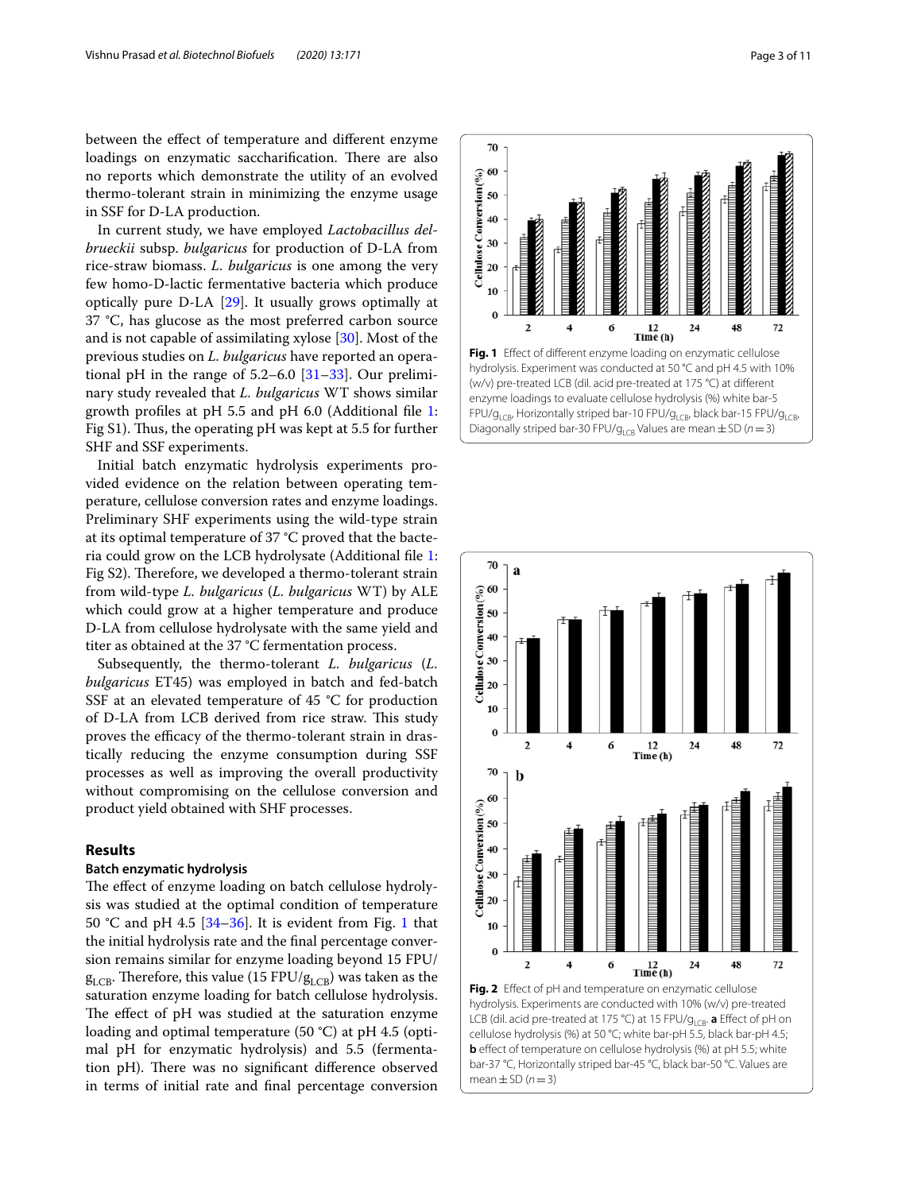between the effect of temperature and different enzyme loadings on enzymatic saccharification. There are also no reports which demonstrate the utility of an evolved thermo-tolerant strain in minimizing the enzyme usage in SSF for D-LA production.

In current study, we have employed *Lactobacillus delbrueckii* subsp. *bulgaricus* for production of D-LA from rice-straw biomass. *L. bulgaricus* is one among the very few homo-D-lactic fermentative bacteria which produce optically pure D-LA [29]. It usually grows optimally at 37 °C, has glucose as the most preferred carbon source and is not capable of assimilating xylose [30]. Most of the previous studies on *L. bulgaricus* have reported an operational pH in the range of 5.2–6.0 [31–33]. Our preliminary study revealed that *L. bulgaricus* WT shows similar growth profiles at pH 5.5 and pH 6.0 (Additional file 1: Fig S1). Thus, the operating pH was kept at 5.5 for further SHF and SSF experiments.

Initial batch enzymatic hydrolysis experiments provided evidence on the relation between operating temperature, cellulose conversion rates and enzyme loadings. Preliminary SHF experiments using the wild-type strain at its optimal temperature of 37 °C proved that the bacteria could grow on the LCB hydrolysate (Additional file 1: Fig S2). Therefore, we developed a thermo-tolerant strain from wild-type *L. bulgaricus* (*L. bulgaricus* WT) by ALE which could grow at a higher temperature and produce D-LA from cellulose hydrolysate with the same yield and titer as obtained at the 37 °C fermentation process.

Subsequently, the thermo-tolerant *L. bulgaricus* (*L. bulgaricus* ET45) was employed in batch and fed-batch SSF at an elevated temperature of 45 °C for production of D-LA from LCB derived from rice straw. This study proves the efficacy of the thermo-tolerant strain in drastically reducing the enzyme consumption during SSF processes as well as improving the overall productivity without compromising on the cellulose conversion and product yield obtained with SHF processes.

## Results

### Batch enzymatic hydrolysis

The effect of enzyme loading on batch cellulose hydrolysis was studied at the optimal condition of temperature 50 °C and pH 4.5 [34–36]. It is evident from Fig. 1 that the initial hydrolysis rate and the final percentage conversion remains similar for enzyme loading beyond 15 FPU/$g_{LCB}$. Therefore, this value (15 FPU/$g_{LCB}$) was taken as the saturation enzyme loading for batch cellulose hydrolysis. The effect of pH was studied at the saturation enzyme loading and optimal temperature (50 °C) at pH 4.5 (optimal pH for enzymatic hydrolysis) and 5.5 (fermentation pH). There was no significant difference observed in terms of initial rate and final percentage conversion

**Fig. 1** Effect of different enzyme loading on enzymatic cellulose hydrolysis. Experiment was conducted at 50 °C and pH 4.5 with 10% (w/v) pre-treated LCB (dil. acid pre-treated at 175 °C) at different enzyme loadings to evaluate cellulose hydrolysis (%) white bar-5 FPU/$g_{LCB}$, Horizontally striped bar-10 FPU/$g_{LCB}$, black bar-15 FPU/$g_{LCB}$, Diagonally striped bar-30 FPU/$g_{LCB}$ Values are mean ± SD ($n = 3$)

**Fig. 2** Effect of pH and temperature on enzymatic cellulose hydrolysis. Experiments are conducted with 10% (w/v) pre-treated LCB (dil. acid pre-treated at 175 °C) at 15 FPU/$g_{LCB}$. **a** Effect of pH on cellulose hydrolysis (%) at 50 °C; white bar-pH 5.5, black bar-pH 4.5; **b** effect of temperature on cellulose hydrolysis (%) at pH 5.5; white bar-37 °C, Horizontally striped bar-45 °C, black bar-50 °C. Values are mean ± SD ($n = 3$)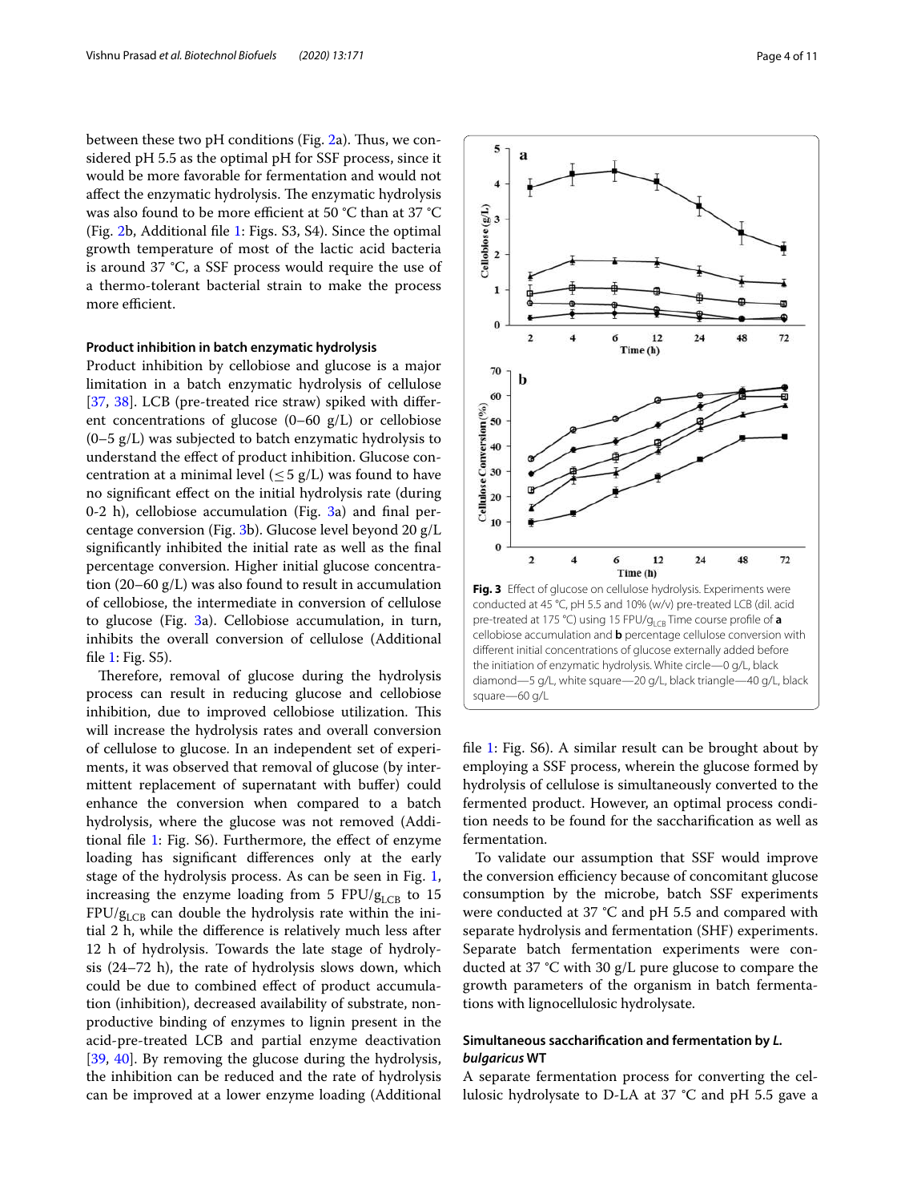between these two pH conditions (Fig. 2a). Thus, we considered pH 5.5 as the optimal pH for SSF process, since it would be more favorable for fermentation and would not affect the enzymatic hydrolysis. The enzymatic hydrolysis was also found to be more efficient at 50 °C than at 37 °C (Fig. 2b, Additional file 1: Figs. S3, S4). Since the optimal growth temperature of most of the lactic acid bacteria is around 37 °C, a SSF process would require the use of a thermo-tolerant bacterial strain to make the process more efficient.

### Product inhibition in batch enzymatic hydrolysis

Product inhibition by cellobiose and glucose is a major limitation in a batch enzymatic hydrolysis of cellulose [37, 38]. LCB (pre-treated rice straw) spiked with different concentrations of glucose (0–60 g/L) or cellobiose (0–5 g/L) was subjected to batch enzymatic hydrolysis to understand the effect of product inhibition. Glucose concentration at a minimal level ($\leq 5$ g/L) was found to have no significant effect on the initial hydrolysis rate (during 0-2 h), cellobiose accumulation (Fig. 3a) and final percentage conversion (Fig. 3b). Glucose level beyond 20 g/L significantly inhibited the initial rate as well as the final percentage conversion. Higher initial glucose concentration (20–60 g/L) was also found to result in accumulation of cellobiose, the intermediate in conversion of cellulose to glucose (Fig. 3a). Cellobiose accumulation, in turn, inhibits the overall conversion of cellulose (Additional file 1: Fig. S5).

Therefore, removal of glucose during the hydrolysis process can result in reducing glucose and cellobiose inhibition, due to improved cellobiose utilization. This will increase the hydrolysis rates and overall conversion of cellulose to glucose. In an independent set of experiments, it was observed that removal of glucose (by intermittent replacement of supernatant with buffer) could enhance the conversion when compared to a batch hydrolysis, where the glucose was not removed (Additional file 1: Fig. S6). Furthermore, the effect of enzyme loading has significant differences only at the early stage of the hydrolysis process. As can be seen in Fig. 1, increasing the enzyme loading from 5 $FPU/g_{LCB}$ to 15 $FPU/g_{LCB}$ can double the hydrolysis rate within the initial 2 h, while the difference is relatively much less after 12 h of hydrolysis. Towards the late stage of hydrolysis (24–72 h), the rate of hydrolysis slows down, which could be due to combined effect of product accumulation (inhibition), decreased availability of substrate, non-productive binding of enzymes to lignin present in the acid-pre-treated LCB and partial enzyme deactivation [39, 40]. By removing the glucose during the hydrolysis, the inhibition can be reduced and the rate of hydrolysis can be improved at a lower enzyme loading (Additional file 1: Fig. S6). A similar result can be brought about by employing a SSF process, wherein the glucose formed by hydrolysis of cellulose is simultaneously converted to the fermented product. However, an optimal process condition needs to be found for the saccharification as well as fermentation.

**Fig. 3** Effect of glucose on cellulose hydrolysis. Experiments were conducted at 45 °C, pH 5.5 and 10% (w/v) pre-treated LCB (dil. acid pre-treated at 175 °C) using 15 $FPU/g_{LCB}$ Time course profile of **a** cellobiose accumulation and **b** percentage cellulose conversion with different initial concentrations of glucose externally added before the initiation of enzymatic hydrolysis. White circle—0 g/L, black diamond—5 g/L, white square—20 g/L, black triangle—40 g/L, black square—60 g/L

To validate our assumption that SSF would improve the conversion efficiency because of concomitant glucose consumption by the microbe, batch SSF experiments were conducted at 37 °C and pH 5.5 and compared with separate hydrolysis and fermentation (SHF) experiments. Separate batch fermentation experiments were conducted at 37 °C with 30 g/L pure glucose to compare the growth parameters of the organism in batch fermentations with lignocellulosic hydrolysate.

### Simultaneous saccharification and fermentation by *L. bulgaricus* WT

A separate fermentation process for converting the cellulosic hydrolysate to D-LA at 37 °C and pH 5.5 gave a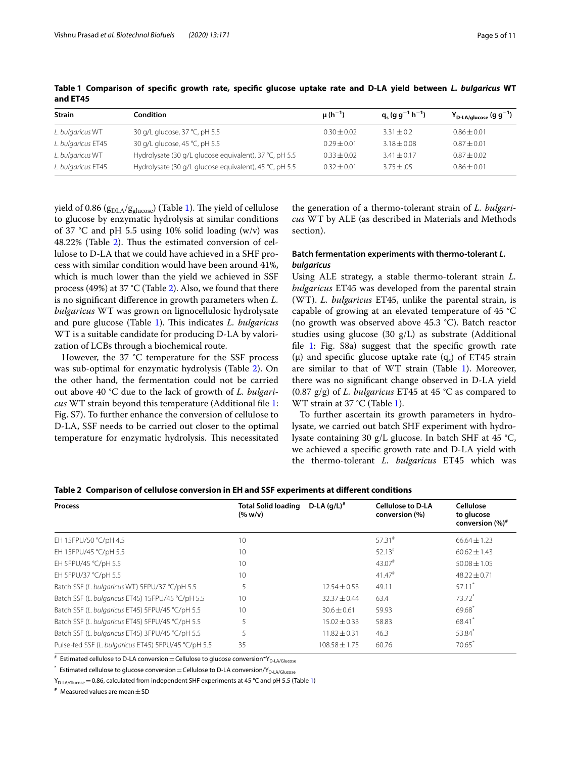**Table 1 Comparison of specific growth rate, specific glucose uptake rate and D-LA yield between *L. bulgaricus* WT and ET45**

| Strain | Condition | $\mu$ ($h^{-1}$) | $q_s$ ($g\ g^{-1}\ h^{-1}$) | $Y_{D\text{-}LA/glucose}$ ($g\ g^{-1}$) |
|---|---|---|---|---|
| *L. bulgaricus* WT | 30 g/L glucose, 37 °C, pH 5.5 | 0.30 ± 0.02 | 3.31 ± 0.2 | 0.86 ± 0.01 |
| *L. bulgaricus* ET45 | 30 g/L glucose, 45 °C, pH 5.5 | 0.29 ± 0.01 | 3.18 ± 0.08 | 0.87 ± 0.01 |
| *L. bulgaricus* WT | Hydrolysate (30 g/L glucose equivalent), 37 °C, pH 5.5 | 0.33 ± 0.02 | 3.41 ± 0.17 | 0.87 ± 0.02 |
| *L. bulgaricus* ET45 | Hydrolysate (30 g/L glucose equivalent), 45 °C, pH 5.5 | 0.32 ± 0.01 | 3.75 ± .05 | 0.86 ± 0.01 |

yield of 0.86 ($g_{DLA}/g_{glucose}$) (Table 1). The yield of cellulose to glucose by enzymatic hydrolysis at similar conditions of 37 °C and pH 5.5 using 10% solid loading (w/v) was 48.22% (Table 2). Thus the estimated conversion of cellulose to D-LA that we could have achieved in a SHF process with similar condition would have been around 41%, which is much lower than the yield we achieved in SSF process (49%) at 37 °C (Table 2). Also, we found that there is no significant difference in growth parameters when *L. bulgaricus* WT was grown on lignocellulosic hydrolysate and pure glucose (Table 1). This indicates *L. bulgaricus* WT is a suitable candidate for producing D-LA by valorization of LCBs through a biochemical route.

However, the 37 °C temperature for the SSF process was sub-optimal for enzymatic hydrolysis (Table 2). On the other hand, the fermentation could not be carried out above 40 °C due to the lack of growth of *L. bulgaricus* WT strain beyond this temperature (Additional file 1: Fig. S7). To further enhance the conversion of cellulose to D-LA, SSF needs to be carried out closer to the optimal temperature for enzymatic hydrolysis. This necessitated the generation of a thermo-tolerant strain of *L. bulgaricus* WT by ALE (as described in Materials and Methods section).

### Batch fermentation experiments with thermo-tolerant *L. bulgaricus*

Using ALE strategy, a stable thermo-tolerant strain *L. bulgaricus* ET45 was developed from the parental strain (WT). *L. bulgaricus* ET45, unlike the parental strain, is capable of growing at an elevated temperature of 45 °C (no growth was observed above 45.3 °C). Batch reactor studies using glucose (30 g/L) as substrate (Additional file 1: Fig. S8a) suggest that the specific growth rate ($\mu$) and specific glucose uptake rate ($q_s$) of ET45 strain are similar to that of WT strain (Table 1). Moreover, there was no significant change observed in D-LA yield (0.87 g/g) of *L. bulgaricus* ET45 at 45 °C as compared to WT strain at 37 °C (Table 1).

To further ascertain its growth parameters in hydrolysate, we carried out batch SHF experiment with hydrolysate containing 30 g/L glucose. In batch SHF at 45 °C, we achieved a specific growth rate and D-LA yield with the thermo-tolerant *L. bulgaricus* ET45 which was

**Table 2 Comparison of cellulose conversion in EH and SSF experiments at different conditions**

| Process | Total Solid loading (% w/v) | D-LA (g/L)[#] | Cellulose to D-LA conversion (%) | Cellulose to glucose conversion (%)[#] |
|---|---|---|---|---|
| EH 15FPU/50 °C/pH 4.5 | 10 | | 57.31[#] | 66.64 ± 1.23 |
| EH 15FPU/45 °C/pH 5.5 | 10 | | 52.13[#] | 60.62 ± 1.43 |
| EH 5FPU/45 °C/pH 5.5 | 10 | | 43.07[#] | 50.08 ± 1.05 |
| EH 5FPU/37 °C/pH 5.5 | 10 | | 41.47[#] | 48.22 ± 0.71 |
| Batch SSF (*L. bulgaricus* WT) 5FPU/37 °C/pH 5.5 | 5 | 12.54 ± 0.53 | 49.11 | 57.11[*] |
| Batch SSF (*L. bulgaricus* ET45) 15FPU/45 °C/pH 5.5 | 10 | 32.37 ± 0.44 | 63.4 | 73.72[*] |
| Batch SSF (*L. bulgaricus* ET45) 5FPU/45 °C/pH 5.5 | 10 | 30.6 ± 0.61 | 59.93 | 69.68[*] |
| Batch SSF (*L. bulgaricus* ET45) 5FPU/45 °C/pH 5.5 | 5 | 15.02 ± 0.33 | 58.83 | 68.41[*] |
| Batch SSF (*L. bulgaricus* ET45) 3FPU/45 °C/pH 5.5 | 5 | 11.82 ± 0.31 | 46.3 | 53.84[*] |
| Pulse-fed SSF (*L. bulgaricus* ET45) 5FPU/45 °C/pH 5.5 | 35 | 108.58 ± 1.75 | 60.76 | 70.65[*] |

[#] Estimated cellulose to D-LA conversion = Cellulose to glucose conversion*$Y_{D\text{-}LA/Glucose}$

[*] Estimated cellulose to glucose conversion = Cellulose to D-LA conversion/$Y_{D\text{-}LA/Glucose}$

$Y_{D\text{-}LA/Glucose}$ = 0.86, calculated from independent SHF experiments at 45 °C and pH 5.5 (Table 1)

[#] Measured values are mean ± SD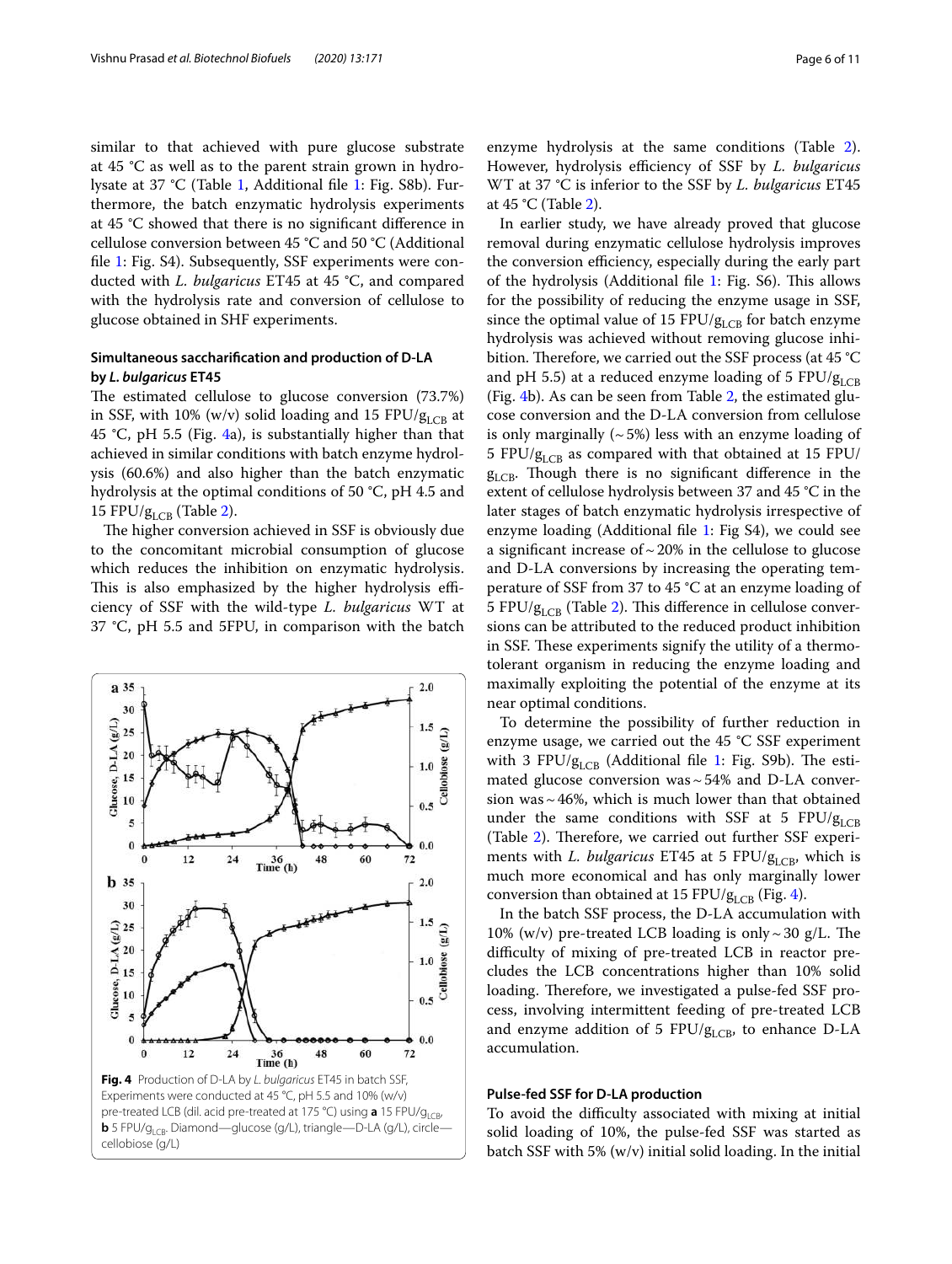similar to that achieved with pure glucose substrate at 45 °C as well as to the parent strain grown in hydrolysate at 37 °C (Table 1, Additional file 1: Fig. S8b). Furthermore, the batch enzymatic hydrolysis experiments at 45 °C showed that there is no significant difference in cellulose conversion between 45 °C and 50 °C (Additional file 1: Fig. S4). Subsequently, SSF experiments were conducted with *L. bulgaricus* ET45 at 45 °C, and compared with the hydrolysis rate and conversion of cellulose to glucose obtained in SHF experiments.

### Simultaneous saccharification and production of D-LA by *L. bulgaricus* ET45

The estimated cellulose to glucose conversion (73.7%) in SSF, with 10% (w/v) solid loading and 15 $FPU/g_{LCB}$ at 45 °C, pH 5.5 (Fig. 4a), is substantially higher than that achieved in similar conditions with batch enzyme hydrolysis (60.6%) and also higher than the batch enzymatic hydrolysis at the optimal conditions of 50 °C, pH 4.5 and 15 $FPU/g_{LCB}$ (Table 2).

The higher conversion achieved in SSF is obviously due to the concomitant microbial consumption of glucose which reduces the inhibition on enzymatic hydrolysis. This is also emphasized by the higher hydrolysis efficiency of SSF with the wild-type *L. bulgaricus* WT at 37 °C, pH 5.5 and 5FPU, in comparison with the batch enzyme hydrolysis at the same conditions (Table 2). However, hydrolysis efficiency of SSF by *L. bulgaricus* WT at 37 °C is inferior to the SSF by *L. bulgaricus* ET45 at 45 °C (Table 2).

In earlier study, we have already proved that glucose removal during enzymatic cellulose hydrolysis improves the conversion efficiency, especially during the early part of the hydrolysis (Additional file 1: Fig. S6). This allows for the possibility of reducing the enzyme usage in SSF, since the optimal value of 15 $FPU/g_{LCB}$ for batch enzyme hydrolysis was achieved without removing glucose inhibition. Therefore, we carried out the SSF process (at 45 °C and pH 5.5) at a reduced enzyme loading of 5 $FPU/g_{LCB}$ (Fig. 4b). As can be seen from Table 2, the estimated glucose conversion and the D-LA conversion from cellulose is only marginally (~5%) less with an enzyme loading of 5 $FPU/g_{LCB}$ as compared with that obtained at 15 $FPU/g_{LCB}$. Though there is no significant difference in the extent of cellulose hydrolysis between 37 and 45 °C in the later stages of batch enzymatic hydrolysis irrespective of enzyme loading (Additional file 1: Fig S4), we could see a significant increase of ~20% in the cellulose to glucose and D-LA conversions by increasing the operating temperature of SSF from 37 to 45 °C at an enzyme loading of 5 $FPU/g_{LCB}$ (Table 2). This difference in cellulose conversions can be attributed to the reduced product inhibition in SSF. These experiments signify the utility of a thermotolerant organism in reducing the enzyme loading and maximally exploiting the potential of the enzyme at its near optimal conditions.

To determine the possibility of further reduction in enzyme usage, we carried out the 45 °C SSF experiment with 3 $FPU/g_{LCB}$ (Additional file 1: Fig. S9b). The estimated glucose conversion was ~54% and D-LA conversion was ~46%, which is much lower than that obtained under the same conditions with SSF at 5 $FPU/g_{LCB}$ (Table 2). Therefore, we carried out further SSF experiments with *L. bulgaricus* ET45 at 5 $FPU/g_{LCB}$, which is much more economical and has only marginally lower conversion than obtained at 15 $FPU/g_{LCB}$ (Fig. 4).

In the batch SSF process, the D-LA accumulation with 10% (w/v) pre-treated LCB loading is only ~30 g/L. The difficulty of mixing of pre-treated LCB in reactor precludes the LCB concentrations higher than 10% solid loading. Therefore, we investigated a pulse-fed SSF process, involving intermittent feeding of pre-treated LCB and enzyme addition of 5 $FPU/g_{LCB}$, to enhance D-LA accumulation.

**Fig. 4** Production of D-LA by *L. bulgaricus* ET45 in batch SSF, Experiments were conducted at 45 °C, pH 5.5 and 10% (w/v) pre-treated LCB (dil. acid pre-treated at 175 °C) using **a** 15 $FPU/g_{LCB}$, **b** 5 $FPU/g_{LCB}$. Diamond—glucose (g/L), triangle—D-LA (g/L), circle—cellobiose (g/L)

### Pulse-fed SSF for D-LA production

To avoid the difficulty associated with mixing at initial solid loading of 10%, the pulse-fed SSF was started as batch SSF with 5% (w/v) initial solid loading. In the initial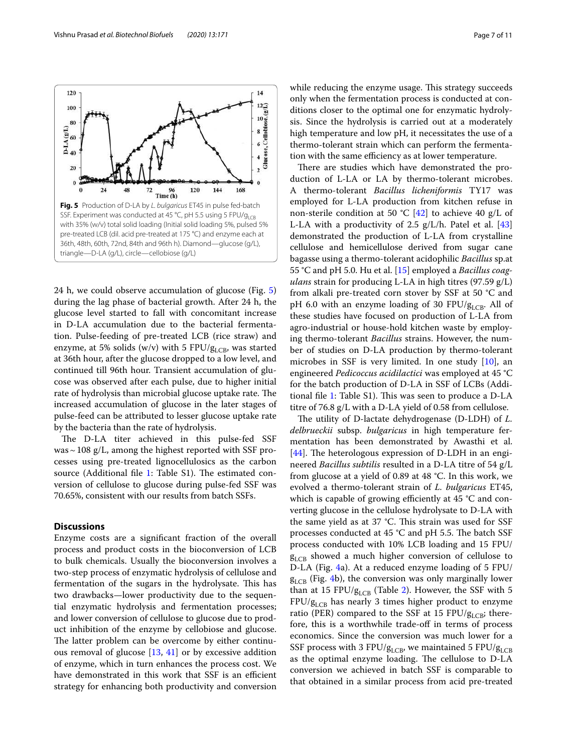**Fig. 5** Production of D-LA by *L. bulgaricus* ET45 in pulse fed-batch SSF. Experiment was conducted at 45 °C, pH 5.5 using 5 $FPU/g_{LCB}$ with 35% (w/v) total solid loading (Initial solid loading 5%, pulsed 5% pre-treated LCB (dil. acid pre-treated at 175 °C) and enzyme each at 36th, 48th, 60th, 72nd, 84th and 96th h). Diamond—glucose (g/L), triangle—D-LA (g/L), circle—cellobiose (g/L)

24 h, we could observe accumulation of glucose (Fig. 5) during the lag phase of bacterial growth. After 24 h, the glucose level started to fall with concomitant increase in D-LA accumulation due to the bacterial fermentation. Pulse-feeding of pre-treated LCB (rice straw) and enzyme, at 5% solids (w/v) with 5 $FPU/g_{LCB}$, was started at 36th hour, after the glucose dropped to a low level, and continued till 96th hour. Transient accumulation of glucose was observed after each pulse, due to higher initial rate of hydrolysis than microbial glucose uptake rate. The increased accumulation of glucose in the later stages of pulse-feed can be attributed to lesser glucose uptake rate by the bacteria than the rate of hydrolysis.

The D-LA titer achieved in this pulse-fed SSF was ~ 108 g/L, among the highest reported with SSF processes using pre-treated lignocellulosics as the carbon source (Additional file 1: Table S1). The estimated conversion of cellulose to glucose during pulse-fed SSF was 70.65%, consistent with our results from batch SSFs.

## Discussions

Enzyme costs are a significant fraction of the overall process and product costs in the bioconversion of LCB to bulk chemicals. Usually the bioconversion involves a two-step process of enzymatic hydrolysis of cellulose and fermentation of the sugars in the hydrolysate. This has two drawbacks—lower productivity due to the sequential enzymatic hydrolysis and fermentation processes; and lower conversion of cellulose to glucose due to product inhibition of the enzyme by cellobiose and glucose. The latter problem can be overcome by either continuous removal of glucose [13, 41] or by excessive addition of enzyme, which in turn enhances the process cost. We have demonstrated in this work that SSF is an efficient strategy for enhancing both productivity and conversion while reducing the enzyme usage. This strategy succeeds only when the fermentation process is conducted at conditions closer to the optimal one for enzymatic hydrolysis. Since the hydrolysis is carried out at a moderately high temperature and low pH, it necessitates the use of a thermo-tolerant strain which can perform the fermentation with the same efficiency as at lower temperature.

There are studies which have demonstrated the production of L-LA or LA by thermo-tolerant microbes. A thermo-tolerant *Bacillus licheniformis* TY17 was employed for L-LA production from kitchen refuse in non-sterile condition at 50 °C [42] to achieve 40 g/L of L-LA with a productivity of 2.5 g/L/h. Patel et al. [43] demonstrated the production of L-LA from crystalline cellulose and hemicellulose derived from sugar cane bagasse using a thermo-tolerant acidophilic *Bacillus* sp.at 55 °C and pH 5.0. Hu et al. [15] employed a *Bacillus coagulans* strain for producing L-LA in high titres (97.59 g/L) from alkali pre-treated corn stover by SSF at 50 °C and pH 6.0 with an enzyme loading of 30 $FPU/g_{LCB}$. All of these studies have focused on production of L-LA from agro-industrial or house-hold kitchen waste by employing thermo-tolerant *Bacillus* strains. However, the number of studies on D-LA production by thermo-tolerant microbes in SSF is very limited. In one study [10], an engineered *Pedicoccus acidilactici* was employed at 45 °C for the batch production of D-LA in SSF of LCBs (Additional file 1: Table S1). This was seen to produce a D-LA titre of 76.8 g/L with a D-LA yield of 0.58 from cellulose.

The utility of D-lactate dehydrogenase (D-LDH) of *L. delbrueckii* subsp. *bulgaricus* in high temperature fermentation has been demonstrated by Awasthi et al. [44]. The heterologous expression of D-LDH in an engineered *Bacillus subtilis* resulted in a D-LA titre of 54 g/L from glucose at a yield of 0.89 at 48 °C. In this work, we evolved a thermo-tolerant strain of *L. bulgaricus* ET45, which is capable of growing efficiently at 45 °C and converting glucose in the cellulose hydrolysate to D-LA with the same yield as at 37 °C. This strain was used for SSF processes conducted at 45 °C and pH 5.5. The batch SSF process conducted with 10% LCB loading and 15 $FPU/g_{LCB}$ showed a much higher conversion of cellulose to D-LA (Fig. 4a). At a reduced enzyme loading of 5 $FPU/g_{LCB}$ (Fig. 4b), the conversion was only marginally lower than at 15 $FPU/g_{LCB}$ (Table 2). However, the SSF with 5 $FPU/g_{LCB}$ has nearly 3 times higher product to enzyme ratio (PER) compared to the SSF at 15 $FPU/g_{LCB}$; therefore, this is a worthwhile trade-off in terms of process economics. Since the conversion was much lower for a SSF process with 3 $FPU/g_{LCB}$, we maintained 5 $FPU/g_{LCB}$ as the optimal enzyme loading. The cellulose to D-LA conversion we achieved in batch SSF is comparable to that obtained in a similar process from acid pre-treated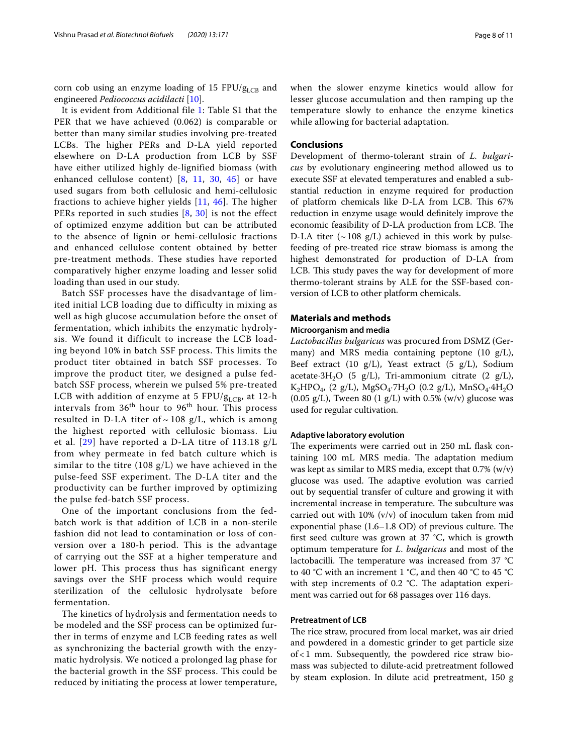corn cob using an enzyme loading of 15 $FPU/g_{LCB}$ and engineered *Pediococcus acidilacti* [10].

It is evident from Additional file 1: Table S1 that the PER that we have achieved (0.062) is comparable or better than many similar studies involving pre-treated LCBs. The higher PERs and D-LA yield reported elsewhere on D-LA production from LCB by SSF have either utilized highly de-lignified biomass (with enhanced cellulose content) [8, 11, 30, 45] or have used sugars from both cellulosic and hemi-cellulosic fractions to achieve higher yields [11, 46]. The higher PERs reported in such studies [8, 30] is not the effect of optimized enzyme addition but can be attributed to the absence of lignin or hemi-cellulosic fractions and enhanced cellulose content obtained by better pre-treatment methods. These studies have reported comparatively higher enzyme loading and lesser solid loading than used in our study.

Batch SSF processes have the disadvantage of limited initial LCB loading due to difficulty in mixing as well as high glucose accumulation before the onset of fermentation, which inhibits the enzymatic hydrolysis. We found it difficult to increase the LCB loading beyond 10% in batch SSF process. This limits the product titer obtained in batch SSF processes. To improve the product titer, we designed a pulse fed-batch SSF process, wherein we pulsed 5% pre-treated LCB with addition of enzyme at 5 $FPU/g_{LCB}$, at 12-h intervals from 36[th] hour to 96[th] hour. This process resulted in D-LA titer of ~ 108 g/L, which is among the highest reported with cellulosic biomass. Liu et al. [29] have reported a D-LA titre of 113.18 g/L from whey permeate in fed batch culture which is similar to the titre (108 g/L) we have achieved in the pulse-feed SSF experiment. The D-LA titer and the productivity can be further improved by optimizing the pulse fed-batch SSF process.

One of the important conclusions from the fed-batch work is that addition of LCB in a non-sterile fashion did not lead to contamination or loss of conversion over a 180-h period. This is the advantage of carrying out the SSF at a higher temperature and lower pH. This process thus has significant energy savings over the SHF process which would require sterilization of the cellulosic hydrolysate before fermentation.

The kinetics of hydrolysis and fermentation needs to be modeled and the SSF process can be optimized further in terms of enzyme and LCB feeding rates as well as synchronizing the bacterial growth with the enzymatic hydrolysis. We noticed a prolonged lag phase for the bacterial growth in the SSF process. This could be reduced by initiating the process at lower temperature, when the slower enzyme kinetics would allow for lesser glucose accumulation and then ramping up the temperature slowly to enhance the enzyme kinetics while allowing for bacterial adaptation.

## Conclusions

Development of thermo-tolerant strain of *L. bulgaricus* by evolutionary engineering method allowed us to execute SSF at elevated temperatures and enabled a substantial reduction in enzyme required for production of platform chemicals like D-LA from LCB. This 67% reduction in enzyme usage would definitely improve the economic feasibility of D-LA production from LCB. The D-LA titer (~ 108 g/L) achieved in this work by pulse-feeding of pre-treated rice straw biomass is among the highest demonstrated for production of D-LA from LCB. This study paves the way for development of more thermo-tolerant strains by ALE for the SSF-based conversion of LCB to other platform chemicals.

## Materials and methods

### Microorganism and media

*Lactobacillus bulgaricus* was procured from DSMZ (Germany) and MRS media containing peptone (10 g/L), Beef extract (10 g/L), Yeast extract (5 g/L), Sodium acetate·$3H_2O$ (5 g/L), Tri-ammonium citrate (2 g/L), $K_2HPO_4$, (2 g/L), $MgSO_4{\cdot}7H_2O$ (0.2 g/L), $MnSO_4{\cdot}4H_2O$ (0.05 g/L), Tween 80 (1 g/L) with 0.5% (w/v) glucose was used for regular cultivation.

### Adaptive laboratory evolution

The experiments were carried out in 250 mL flask containing 100 mL MRS media. The adaptation medium was kept as similar to MRS media, except that 0.7% (w/v) glucose was used. The adaptive evolution was carried out by sequential transfer of culture and growing it with incremental increase in temperature. The subculture was carried out with 10% (v/v) of inoculum taken from mid exponential phase (1.6–1.8 OD) of previous culture. The first seed culture was grown at 37 °C, which is growth optimum temperature for *L. bulgaricus* and most of the lactobacilli. The temperature was increased from 37 °C to 40 °C with an increment 1 °C, and then 40 °C to 45 °C with step increments of 0.2 °C. The adaptation experiment was carried out for 68 passages over 116 days.

### Pretreatment of LCB

The rice straw, procured from local market, was air dried and powdered in a domestic grinder to get particle size of < 1 mm. Subsequently, the powdered rice straw biomass was subjected to dilute-acid pretreatment followed by steam explosion. In dilute acid pretreatment, 150 g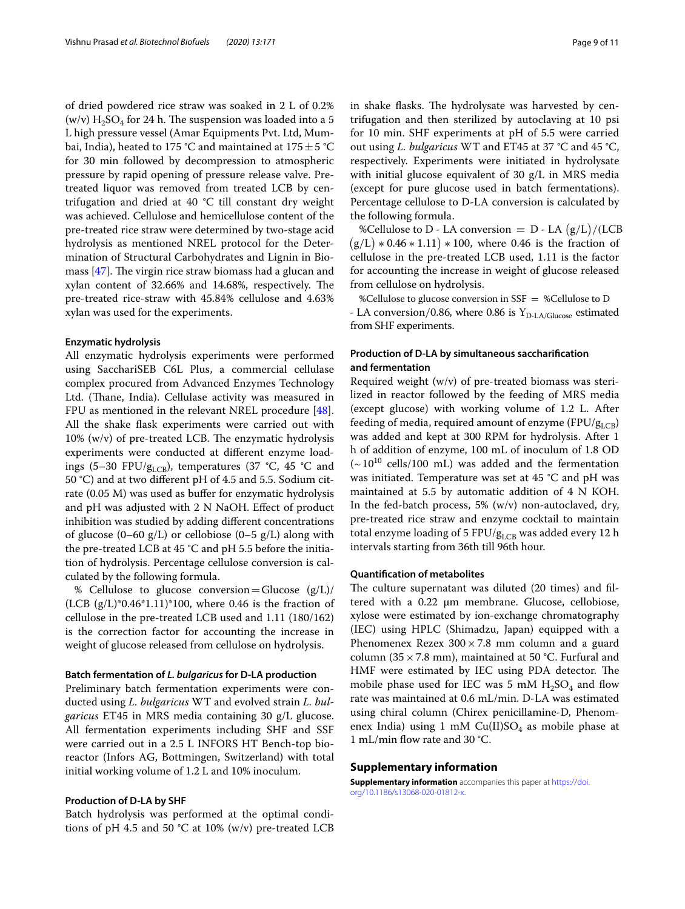of dried powdered rice straw was soaked in 2 L of 0.2% (w/v) $H_2SO_4$ for 24 h. The suspension was loaded into a 5 L high pressure vessel (Amar Equipments Pvt. Ltd, Mumbai, India), heated to 175 °C and maintained at 175 ± 5 °C for 30 min followed by decompression to atmospheric pressure by rapid opening of pressure release valve. Pretreated liquor was removed from treated LCB by centrifugation and dried at 40 °C till constant dry weight was achieved. Cellulose and hemicellulose content of the pre-treated rice straw were determined by two-stage acid hydrolysis as mentioned NREL protocol for the Determination of Structural Carbohydrates and Lignin in Biomass [47]. The virgin rice straw biomass had a glucan and xylan content of 32.66% and 14.68%, respectively. The pre-treated rice-straw with 45.84% cellulose and 4.63% xylan was used for the experiments.

#### Enzymatic hydrolysis

All enzymatic hydrolysis experiments were performed using SacchariSEB C6L Plus, a commercial cellulase complex procured from Advanced Enzymes Technology Ltd. (Thane, India). Cellulase activity was measured in FPU as mentioned in the relevant NREL procedure [48]. All the shake flask experiments were carried out with 10% (w/v) of pre-treated LCB. The enzymatic hydrolysis experiments were conducted at different enzyme loadings (5–30 $FPU/g_{LCB}$), temperatures (37 °C, 45 °C and 50 °C) and at two different pH of 4.5 and 5.5. Sodium citrate (0.05 M) was used as buffer for enzymatic hydrolysis and pH was adjusted with 2 N NaOH. Effect of product inhibition was studied by adding different concentrations of glucose (0–60 g/L) or cellobiose (0–5 g/L) along with the pre-treated LCB at 45 °C and pH 5.5 before the initiation of hydrolysis. Percentage cellulose conversion is calculated by the following formula.

% Cellulose to glucose conversion = Glucose (g/L)/(LCB (g/L)\*0.46\*1.11)\*100, where 0.46 is the fraction of cellulose in the pre-treated LCB used and 1.11 (180/162) is the correction factor for accounting the increase in weight of glucose released from cellulose on hydrolysis.

#### Batch fermentation of *L. bulgaricus* for D-LA production

Preliminary batch fermentation experiments were conducted using *L. bulgaricus* WT and evolved strain *L. bulgaricus* ET45 in MRS media containing 30 g/L glucose. All fermentation experiments including SHF and SSF were carried out in a 2.5 L INFORS HT Bench-top bioreactor (Infors AG, Bottmingen, Switzerland) with total initial working volume of 1.2 L and 10% inoculum.

#### Production of D-LA by SHF

Batch hydrolysis was performed at the optimal conditions of pH 4.5 and 50 °C at 10% (w/v) pre-treated LCB in shake flasks. The hydrolysate was harvested by centrifugation and then sterilized by autoclaving at 10 psi for 10 min. SHF experiments at pH of 5.5 were carried out using *L. bulgaricus* WT and ET45 at 37 °C and 45 °C, respectively. Experiments were initiated in hydrolysate with initial glucose equivalent of 30 g/L in MRS media (except for pure glucose used in batch fermentations). Percentage cellulose to D-LA conversion is calculated by the following formula.

$\%\text{Cellulose to D-LA conversion} = \text{D-LA}\,(\text{g/L})/(\text{LCB}\,(\text{g/L}) * 0.46 * 1.11) * 100$, where 0.46 is the fraction of cellulose in the pre-treated LCB used, 1.11 is the factor for accounting the increase in weight of glucose released from cellulose on hydrolysis.

$\%\text{Cellulose to glucose conversion in SSF} = \%\text{Cellulose to D-LA conversion}/0.86$, where 0.86 is $Y_{D\text{-}LA/Glucose}$ estimated from SHF experiments.

#### Production of D-LA by simultaneous saccharification and fermentation

Required weight (w/v) of pre-treated biomass was sterilized in reactor followed by the feeding of MRS media (except glucose) with working volume of 1.2 L. After feeding of media, required amount of enzyme ($FPU/g_{LCB}$) was added and kept at 300 RPM for hydrolysis. After 1 h of addition of enzyme, 100 mL of inoculum of 1.8 OD (~ $10^{10}$ cells/100 mL) was added and the fermentation was initiated. Temperature was set at 45 °C and pH was maintained at 5.5 by automatic addition of 4 N KOH. In the fed-batch process, 5% (w/v) non-autoclaved, dry, pre-treated rice straw and enzyme cocktail to maintain total enzyme loading of 5 $FPU/g_{LCB}$ was added every 12 h intervals starting from 36th till 96th hour.

#### Quantification of metabolites

The culture supernatant was diluted (20 times) and filtered with a 0.22 µm membrane. Glucose, cellobiose, xylose were estimated by ion-exchange chromatography (IEC) using HPLC (Shimadzu, Japan) equipped with a Phenomenex Rezex 300 × 7.8 mm column and a guard column (35 × 7.8 mm), maintained at 50 °C. Furfural and HMF were estimated by IEC using PDA detector. The mobile phase used for IEC was 5 mM $H_2SO_4$ and flow rate was maintained at 0.6 mL/min. D-LA was estimated using chiral column (Chirex penicillamine-D, Phenomenex India) using 1 mM $Cu(II)SO_4$ as mobile phase at 1 mL/min flow rate and 30 °C.

## Supplementary information

**Supplementary information** accompanies this paper at https://doi.org/10.1186/s13068-020-01812-x.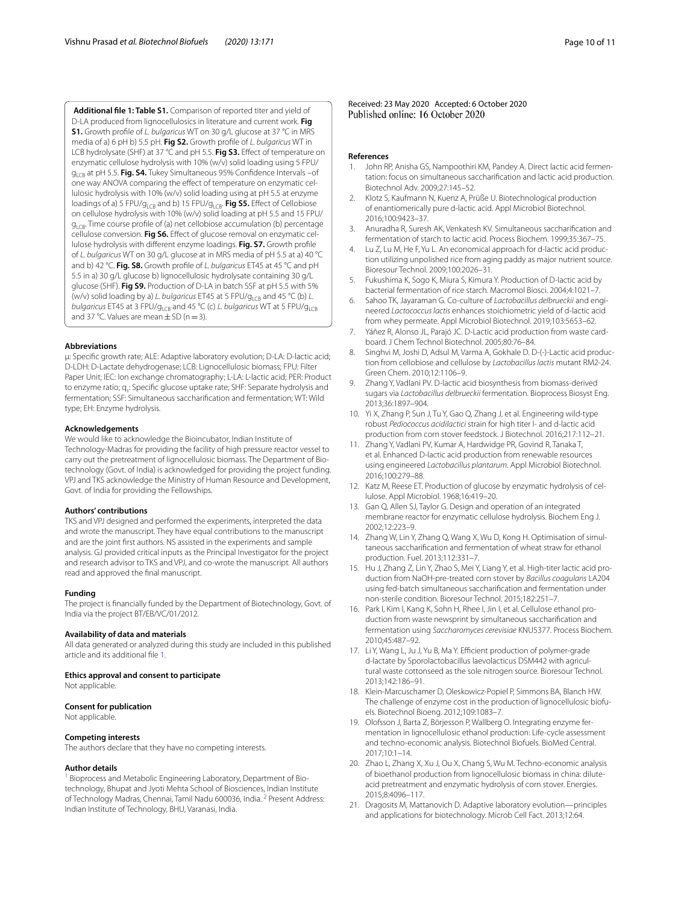**Additional file 1: Table S1.** Comparison of reported titer and yield of D-LA produced from lignocellulosics in literature and current work. **Fig S1.** Growth profile of *L. bulgaricus* WT on 30 g/L glucose at 37 °C in MRS media of a) 6 pH b) 5.5 pH. **Fig S2.** Growth profile of *L. bulgaricus* WT in LCB hydrolysate (SHF) at 37 °C and pH 5.5. **Fig S3.** Effect of temperature on enzymatic cellulose hydrolysis with 10% (w/v) solid loading using 5 FPU/$g_{LCB}$ at pH 5.5. **Fig. S4.** Tukey Simultaneous 95% Confidence Intervals –of one way ANOVA comparing the effect of temperature on enzymatic cellulosic hydrolysis with 10% (w/v) solid loading using at pH 5.5 at enzyme loadings of a) 5 FPU/$g_{LCB}$ and b) 15 FPU/$g_{LCB}$. **Fig S5.** Effect of Cellobiose on cellulose hydrolysis with 10% (w/v) solid loading at pH 5.5 and 15 FPU/$g_{LCB}$. Time course profile of (a) net cellobiose accumulation (b) percentage cellulose conversion. **Fig S6.** Effect of glucose removal on enzymatic cellulose hydrolysis with different enzyme loadings. **Fig. S7.** Growth profile of *L. bulgaricus* WT on 30 g/L glucose at in MRS media of pH 5.5 at a) 40 °C and b) 42 °C. **Fig. S8.** Growth profile of *L. bulgaricus* ET45 at 45 °C and pH 5.5 in a) 30 g/L glucose b) lignocellulosic hydrolysate containing 30 g/L glucose (SHF). **Fig S9.** Production of D-LA in batch SSF at pH 5.5 with 5% (w/v) solid loading by a) *L. bulgaricus* ET45 at 5 FPU/$g_{LCB}$ and 45 °C (b) *L. bulgaricus* ET45 at 3 FPU/$g_{LCB}$ and 45 °C (c) *L. bulgaricus* WT at 5 FPU/$g_{LCB}$ and 37 °C. Values are mean ± SD (n = 3).

#### Abbreviations

μ: Specific growth rate; ALE: Adaptive laboratory evolution; D-LA: D-lactic acid; D-LDH: D-Lactate dehydrogenase; LCB: Lignocellulosic biomass; FPU: Filter Paper Unit; IEC: Ion exchange chromatography; L-LA: L-lactic acid; PER: Product to enzyme ratio; $q_s$: Specific glucose uptake rate; SHF: Separate hydrolysis and fermentation; SSF: Simultaneous saccharification and fermentation; WT: Wild type; EH: Enzyme hydrolysis.

#### Acknowledgements

We would like to acknowledge the Bioincubator, Indian Institute of Technology-Madras for providing the facility of high pressure reactor vessel to carry out the pretreatment of lignocellulosic biomass. The Department of Biotechnology (Govt. of India) is acknowledged for providing the project funding. VPJ and TKS acknowledge the Ministry of Human Resource and Development, Govt. of India for providing the Fellowships.

#### Authors' contributions

TKS and VPJ designed and performed the experiments, interpreted the data and wrote the manuscript. They have equal contributions to the manuscript and are the joint first authors. NS assisted in the experiments and sample analysis. GJ provided critical inputs as the Principal Investigator for the project and research advisor to TKS and VPJ, and co-wrote the manuscript. All authors read and approved the final manuscript.

#### Funding

The project is financially funded by the Department of Biotechnology, Govt. of India via the project BT/EB/VC/01/2012.

#### Availability of data and materials

All data generated or analyzed during this study are included in this published article and its additional file 1.

#### Ethics approval and consent to participate

Not applicable.

#### Consent for publication

Not applicable.

#### Competing interests

The authors declare that they have no competing interests.

#### Author details

[1] Bioprocess and Metabolic Engineering Laboratory, Department of Biotechnology, Bhupat and Jyoti Mehta School of Biosciences, Indian Institute of Technology Madras, Chennai, Tamil Nadu 600036, India. [2] Present Address: Indian Institute of Technology, BHU, Varanasi, India.

Received: 23 May 2020 Accepted: 6 October 2020
Published online: 16 October 2020

#### References

1. John RP, Anisha GS, Nampoothiri KM, Pandey A. Direct lactic acid fermentation: focus on simultaneous saccharification and lactic acid production. Biotechnol Adv. 2009;27:145–52.
2. Klotz S, Kaufmann N, Kuenz A, Prüße U. Biotechnological production of enantiomerically pure d-lactic acid. Appl Microbiol Biotechnol. 2016;100:9423–37.
3. Anuradha R, Suresh AK, Venkatesh KV. Simultaneous saccharification and fermentation of starch to lactic acid. Process Biochem. 1999;35:367–75.
4. Lu Z, Lu M, He F, Yu L. An economical approach for d-lactic acid production utilizing unpolished rice from aging paddy as major nutrient source. Bioresour Technol. 2009;100:2026–31.
5. Fukushima K, Sogo K, Miura S, Kimura Y. Production of D-lactic acid by bacterial fermentation of rice starch. Macromol Biosci. 2004;4:1021–7.
6. Sahoo TK, Jayaraman G. Co-culture of *Lactobacillus delbrueckii* and engineered *Lactococcus lactis* enhances stoichiometric yield of d-lactic acid from whey permeate. Appl Microbiol Biotechnol. 2019;103:5653–62.
7. Yáñez R, Alonso JL, Parajó JC. D-Lactic acid production from waste cardboard. J Chem Technol Biotechnol. 2005;80:76–84.
8. Singhvi M, Joshi D, Adsul M, Varma A, Gokhale D. D-(-)-Lactic acid production from cellobiose and cellulose by *Lactobacillus lactis* mutant RM2-24. Green Chem. 2010;12:1106–9.
9. Zhang Y, Vadlani PV. D-lactic acid biosynthesis from biomass-derived sugars via *Lactobacillus delbrueckii* fermentation. Bioprocess Biosyst Eng. 2013;36:1897–904.
10. Yi X, Zhang P, Sun J, Tu Y, Gao Q, Zhang J, et al. Engineering wild-type robust *Pediococcus acidilactici* strain for high titer l- and d-lactic acid production from corn stover feedstock. J Biotechnol. 2016;217:112–21.
11. Zhang Y, Vadlani PV, Kumar A, Hardwidge PR, Govind R, Tanaka T, et al. Enhanced D-lactic acid production from renewable resources using engineered *Lactobacillus plantarum*. Appl Microbiol Biotechnol. 2016;100:279–88.
12. Katz M, Reese ET. Production of glucose by enzymatic hydrolysis of cellulose. Appl Microbiol. 1968;16:419–20.
13. Gan Q, Allen SJ, Taylor G. Design and operation of an integrated membrane reactor for enzymatic cellulose hydrolysis. Biochem Eng J. 2002;12:223–9.
14. Zhang W, Lin Y, Zhang Q, Wang X, Wu D, Kong H. Optimisation of simultaneous saccharification and fermentation of wheat straw for ethanol production. Fuel. 2013;112:331–7.
15. Hu J, Zhang Z, Lin Y, Zhao S, Mei Y, Liang Y, et al. High-titer lactic acid production from NaOH-pretreated corn stover by *Bacillus coagulans* LA204 using fed-batch simultaneous saccharification and fermentation under non-sterile condition. Bioresour Technol. 2015;182:251–7.
16. Park I, Kim I, Kang K, Sohn H, Rhee I, Jin I, et al. Cellulose ethanol production from waste newsprint by simultaneous saccharification and fermentation using *Saccharomyces cerevisiae* KNU5377. Process Biochem. 2010;45:487–92.
17. Li Y, Wang L, Ju J, Yu B, Ma Y. Efficient production of polymer-grade d-lactate by Sporolactobacillus laevolacticus DSM442 with agricultural waste cottonseed as the sole nitrogen source. Bioresour Technol. 2013;142:186–91.
18. Klein-Marcuschamer D, Oleskowicz-Popiel P, Simmons BA, Blanch HW. The challenge of enzyme cost in the production of lignocellulosic biofuels. Biotechnol Bioeng. 2012;109:1083–7.
19. Olofsson J, Barta Z, Börjesson P, Wallberg O. Integrating enzyme fermentation in lignocellulosic ethanol production: Life-cycle assessment and techno-economic analysis. Biotechnol Biofuels. BioMed Central. 2017;10:1–14.
20. Zhao L, Zhang X, Xu J, Ou X, Chang S, Wu M. Techno-economic analysis of bioethanol production from lignocellulosic biomass in china: dilute-acid pretreatment and enzymatic hydrolysis of corn stover. Energies. 2015;8:4096–117.
21. Dragosits M, Mattanovich D. Adaptive laboratory evolution—principles and applications for biotechnology. Microb Cell Fact. 2013;12:64.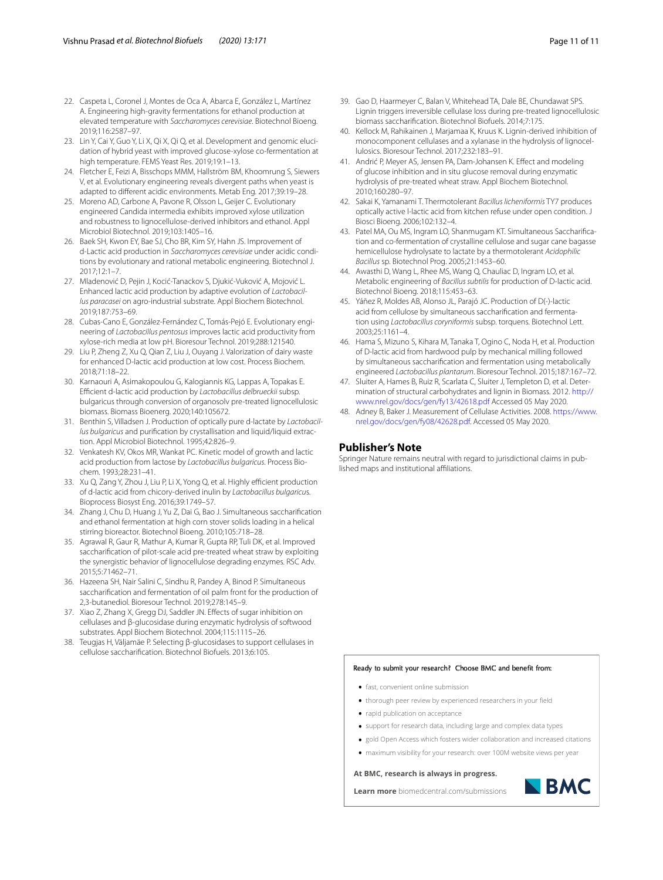22. Caspeta L, Coronel J, Montes de Oca A, Abarca E, González L, Martínez A. Engineering high-gravity fermentations for ethanol production at elevated temperature with *Saccharomyces cerevisiae*. Biotechnol Bioeng. 2019;116:2587–97.
23. Lin Y, Cai Y, Guo Y, Li X, Qi X, Qi Q, et al. Development and genomic elucidation of hybrid yeast with improved glucose-xylose co-fermentation at high temperature. FEMS Yeast Res. 2019;19:1–13.
24. Fletcher E, Feizi A, Bisschops MMM, Hallström BM, Khoomrung S, Siewers V, et al. Evolutionary engineering reveals divergent paths when yeast is adapted to different acidic environments. Metab Eng. 2017;39:19–28.
25. Moreno AD, Carbone A, Pavone R, Olsson L, Geijer C. Evolutionary engineered Candida intermedia exhibits improved xylose utilization and robustness to lignocellulose-derived inhibitors and ethanol. Appl Microbiol Biotechnol. 2019;103:1405–16.
26. Baek SH, Kwon EY, Bae SJ, Cho BR, Kim SY, Hahn JS. Improvement of d-Lactic acid production in *Saccharomyces cerevisiae* under acidic conditions by evolutionary and rational metabolic engineering. Biotechnol J. 2017;12:1–7.
27. Mladenović D, Pejin J, Kocić-Tanackov S, Djukić-Vuković A, Mojović L. Enhanced lactic acid production by adaptive evolution of *Lactobacillus paracasei* on agro-industrial substrate. Appl Biochem Biotechnol. 2019;187:753–69.
28. Cubas-Cano E, González-Fernández C, Tomás-Pejó E. Evolutionary engineering of *Lactobacillus pentosus* improves lactic acid productivity from xylose-rich media at low pH. Bioresour Technol. 2019;288:121540.
29. Liu P, Zheng Z, Xu Q, Qian Z, Liu J, Ouyang J. Valorization of dairy waste for enhanced D-lactic acid production at low cost. Process Biochem. 2018;71:18–22.
30. Karnaouri A, Asimakopoulou G, Kalogiannis KG, Lappas A, Topakas E. Efficient d-lactic acid production by *Lactobacillus delbrueckii* subsp. bulgaricus through conversion of organosolv pre-treated lignocellulosic biomass. Biomass Bioenerg. 2020;140:105672.
31. Benthin S, Villadsen J. Production of optically pure d-lactate by *Lactobacillus bulgaricus* and purification by crystallisation and liquid/liquid extraction. Appl Microbiol Biotechnol. 1995;42:826–9.
32. Venkatesh KV, Okos MR, Wankat PC. Kinetic model of growth and lactic acid production from lactose by *Lactobacillus bulgaricus*. Process Biochem. 1993;28:231–41.
33. Xu Q, Zang Y, Zhou J, Liu P, Li X, Yong Q, et al. Highly efficient production of d-lactic acid from chicory-derived inulin by *Lactobacillus bulgaricus*. Bioprocess Biosyst Eng. 2016;39:1749–57.
34. Zhang J, Chu D, Huang J, Yu Z, Dai G, Bao J. Simultaneous saccharification and ethanol fermentation at high corn stover solids loading in a helical stirring bioreactor. Biotechnol Bioeng. 2010;105:718–28.
35. Agrawal R, Gaur R, Mathur A, Kumar R, Gupta RP, Tuli DK, et al. Improved saccharification of pilot-scale acid pre-treated wheat straw by exploiting the synergistic behavior of lignocellulose degrading enzymes. RSC Adv. 2015;5:71462–71.
36. Hazeena SH, Nair Salini C, Sindhu R, Pandey A, Binod P. Simultaneous saccharification and fermentation of oil palm front for the production of 2,3-butanediol. Bioresour Technol. 2019;278:145–9.
37. Xiao Z, Zhang X, Gregg DJ, Saddler JN. Effects of sugar inhibition on cellulases and β-glucosidase during enzymatic hydrolysis of softwood substrates. Appl Biochem Biotechnol. 2004;115:1115–26.
38. Teugjas H, Väljamäe P. Selecting β-glucosidases to support cellulases in cellulose saccharification. Biotechnol Biofuels. 2013;6:105.
39. Gao D, Haarmeyer C, Balan V, Whitehead TA, Dale BE, Chundawat SPS. Lignin triggers irreversible cellulase loss during pre-treated lignocellulosic biomass saccharification. Biotechnol Biofuels. 2014;7:175.
40. Kellock M, Rahikainen J, Marjamaa K, Kruus K. Lignin-derived inhibition of monocomponent cellulases and a xylanase in the hydrolysis of lignocellulosics. Bioresour Technol. 2017;232:183–91.
41. Andrić P, Meyer AS, Jensen PA, Dam-Johansen K. Effect and modeling of glucose inhibition and in situ glucose removal during enzymatic hydrolysis of pre-treated wheat straw. Appl Biochem Biotechnol. 2010;160:280–97.
42. Sakai K, Yamanami T. Thermotolerant *Bacillus licheniformis* TY7 produces optically active l-lactic acid from kitchen refuse under open condition. J Biosci Bioeng. 2006;102:132–4.
43. Patel MA, Ou MS, Ingram LO, Shanmugam KT. Simultaneous Saccharification and co-fermentation of crystalline cellulose and sugar cane bagasse hemicellulose hydrolysate to lactate by a thermotolerant *Acidophilic Bacillus* sp. Biotechnol Prog. 2005;21:1453–60.
44. Awasthi D, Wang L, Rhee MS, Wang Q, Chauliac D, Ingram LO, et al. Metabolic engineering of *Bacillus subtilis* for production of D-lactic acid. Biotechnol Bioeng. 2018;115:453–63.
45. Yáñez R, Moldes AB, Alonso JL, Parajó JC. Production of D(-)-lactic acid from cellulose by simultaneous saccharification and fermentation using *Lactobacillus coryniformis* subsp. torquens. Biotechnol Lett. 2003;25:1161–4.
46. Hama S, Mizuno S, Kihara M, Tanaka T, Ogino C, Noda H, et al. Production of D-lactic acid from hardwood pulp by mechanical milling followed by simultaneous saccharification and fermentation using metabolically engineered *Lactobacillus plantarum*. Bioresour Technol. 2015;187:167–72.
47. Sluiter A, Hames B, Ruiz R, Scarlata C, Sluiter J, Templeton D, et al. Determination of structural carbohydrates and lignin in Biomass. 2012. http://www.nrel.gov/docs/gen/fy13/42618.pdf Accessed 05 May 2020.
48. Adney B, Baker J. Measurement of Cellulase Activities. 2008. https://www.nrel.gov/docs/gen/fy08/42628.pdf. Accessed 05 May 2020.

## Publisher's Note

Springer Nature remains neutral with regard to jurisdictional claims in published maps and institutional affiliations.

Ready to submit your research? Choose BMC and benefit from:

- fast, convenient online submission
- thorough peer review by experienced researchers in your field
- rapid publication on acceptance
- support for research data, including large and complex data types
- gold Open Access which fosters wider collaboration and increased citations
- maximum visibility for your research: over 100M website views per year

**At BMC, research is always in progress.**

**Learn more** biomedcentral.com/submissions

BMC